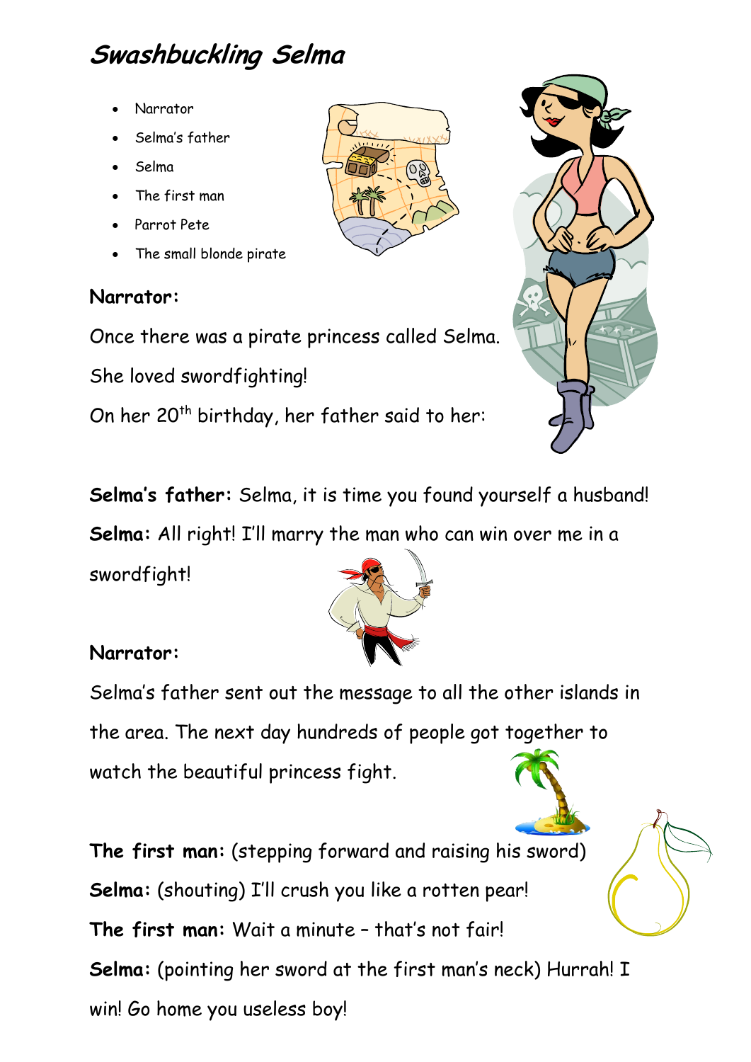# Swashbuckling Selma

- Narrator
- Selma's father
- Selma
- The first man
- Parrot Pete
- The small blonde pirate

**Narrator:**

Once there was a pirate princess called Selma.

She loved swordfighting!

On her $20^{th}$ birthday, her father said to her:

**Selma's father:** Selma, it is time you found yourself a husband!

**Selma:** All right! I'll marry the man who can win over me in a swordfight!

**Narrator:**

Selma's father sent out the message to all the other islands in the area. The next day hundreds of people got together to watch the beautiful princess fight.

**The first man:** (stepping forward and raising his sword)

**Selma:** (shouting) I'll crush you like a rotten pear!

**The first man:** Wait a minute – that's not fair!

**Selma:** (pointing her sword at the first man's neck) Hurrah! I win! Go home you useless boy!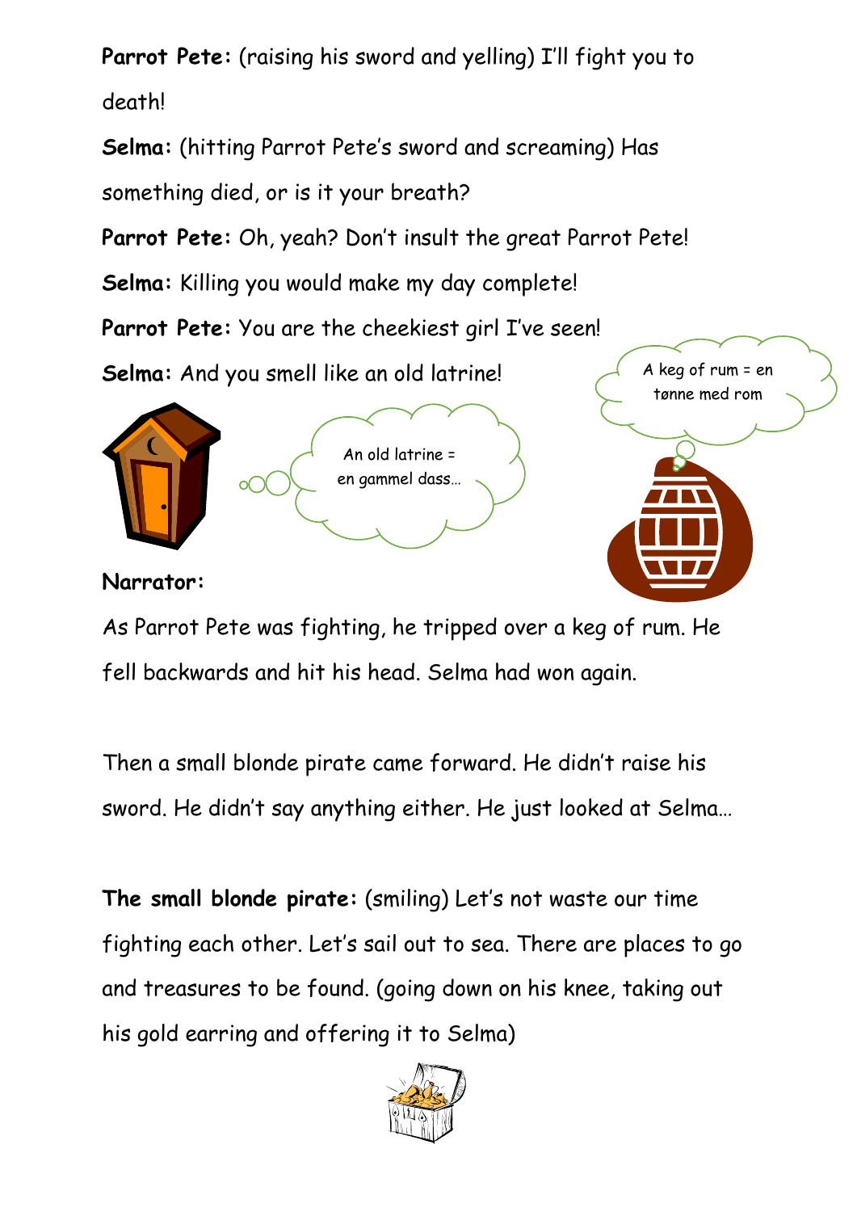**Parrot Pete:** (raising his sword and yelling) I'll fight you to death!

**Selma:** (hitting Parrot Pete's sword and screaming) Has something died, or is it your breath?

**Parrot Pete:** Oh, yeah? Don't insult the great Parrot Pete!

**Selma:** Killing you would make my day complete!

**Parrot Pete:** You are the cheekiest girl I've seen!

**Selma:** And you smell like an old latrine!

An old latrine = en gammel dass…

A keg of rum = en tønne med rom

**Narrator:**

As Parrot Pete was fighting, he tripped over a keg of rum. He fell backwards and hit his head. Selma had won again.

Then a small blonde pirate came forward. He didn't raise his sword. He didn't say anything either. He just looked at Selma…

**The small blonde pirate:** (smiling) Let's not waste our time fighting each other. Let's sail out to sea. There are places to go and treasures to be found. (going down on his knee, taking out his gold earring and offering it to Selma)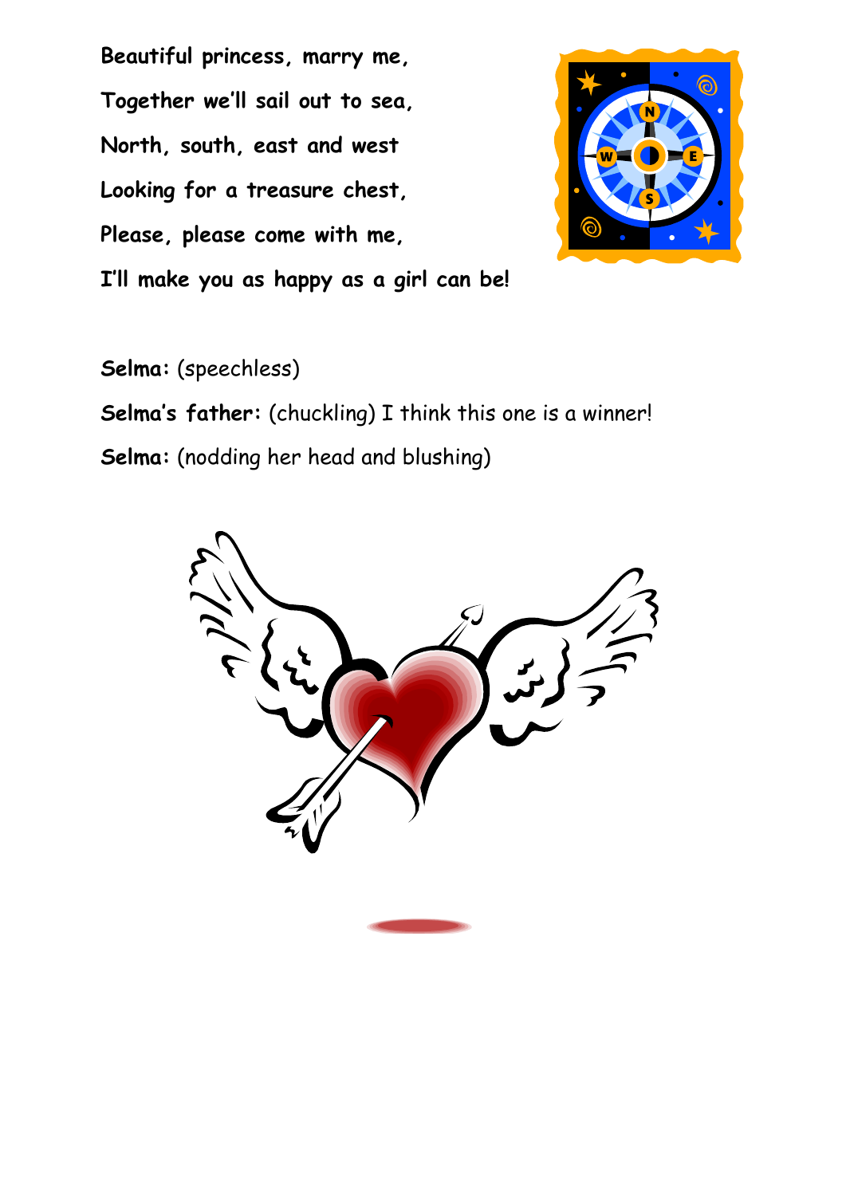**Beautiful princess, marry me,**

**Together we'll sail out to sea,**

**North, south, east and west**

**Looking for a treasure chest,**

**Please, please come with me,**

**I'll make you as happy as a girl can be!**

**Selma:** (speechless)

**Selma's father:** (chuckling) I think this one is a winner!

**Selma:** (nodding her head and blushing)